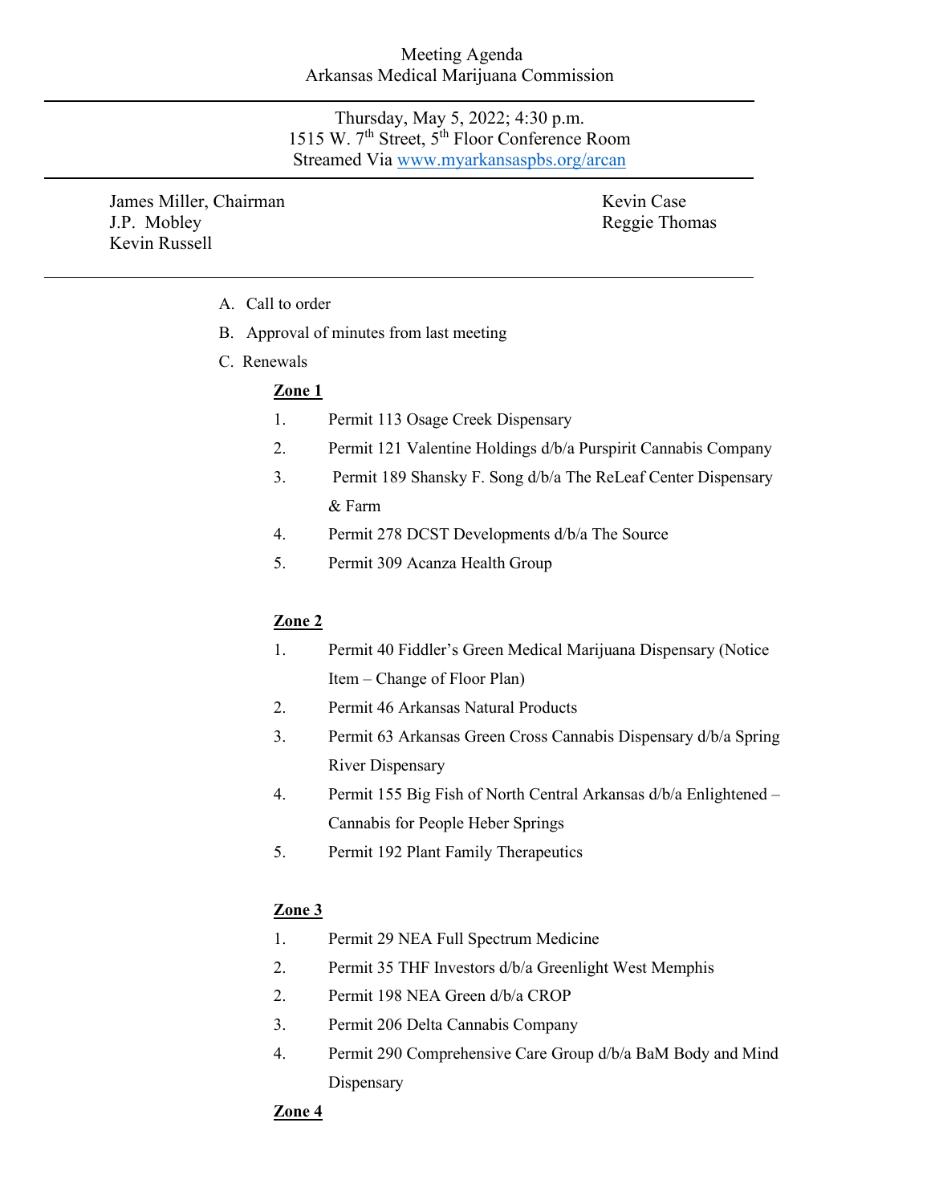Meeting Agenda
Arkansas Medical Marijuana Commission

---

Thursday, May 5, 2022; 4:30 p.m.
1515 W. 7th Street, 5th Floor Conference Room
Streamed Via www.myarkansaspbs.org/arcan

---

James Miller, Chairman
J.P. Mobley
Kevin Russell
Kevin Case
Reggie Thomas

---

A. Call to order

B. Approval of minutes from last meeting

C. Renewals

**Zone 1**

1. Permit 113 Osage Creek Dispensary
2. Permit 121 Valentine Holdings d/b/a Purspirit Cannabis Company
3. Permit 189 Shansky F. Song d/b/a The ReLeaf Center Dispensary & Farm
4. Permit 278 DCST Developments d/b/a The Source
5. Permit 309 Acanza Health Group

**Zone 2**

1. Permit 40 Fiddler's Green Medical Marijuana Dispensary (Notice Item – Change of Floor Plan)
2. Permit 46 Arkansas Natural Products
3. Permit 63 Arkansas Green Cross Cannabis Dispensary d/b/a Spring River Dispensary
4. Permit 155 Big Fish of North Central Arkansas d/b/a Enlightened – Cannabis for People Heber Springs
5. Permit 192 Plant Family Therapeutics

**Zone 3**

1. Permit 29 NEA Full Spectrum Medicine
2. Permit 35 THF Investors d/b/a Greenlight West Memphis
2. Permit 198 NEA Green d/b/a CROP
3. Permit 206 Delta Cannabis Company
4. Permit 290 Comprehensive Care Group d/b/a BaM Body and Mind Dispensary

**Zone 4**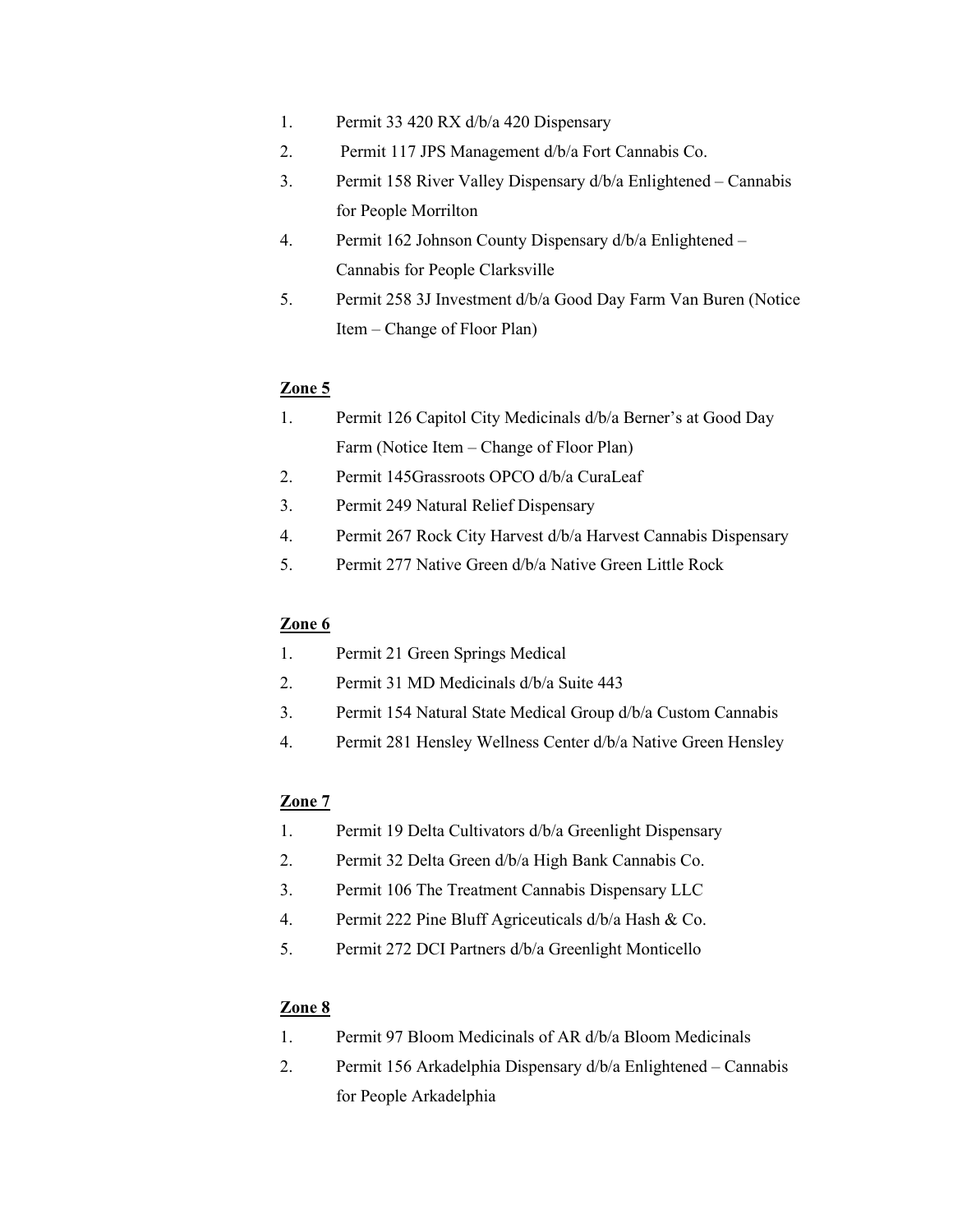1. Permit 33 420 RX d/b/a 420 Dispensary
2. Permit 117 JPS Management d/b/a Fort Cannabis Co.
3. Permit 158 River Valley Dispensary d/b/a Enlightened – Cannabis for People Morrilton
4. Permit 162 Johnson County Dispensary d/b/a Enlightened – Cannabis for People Clarksville
5. Permit 258 3J Investment d/b/a Good Day Farm Van Buren (Notice Item – Change of Floor Plan)

**Zone 5**

1. Permit 126 Capitol City Medicinals d/b/a Berner's at Good Day Farm (Notice Item – Change of Floor Plan)
2. Permit 145Grassroots OPCO d/b/a CuraLeaf
3. Permit 249 Natural Relief Dispensary
4. Permit 267 Rock City Harvest d/b/a Harvest Cannabis Dispensary
5. Permit 277 Native Green d/b/a Native Green Little Rock

**Zone 6**

1. Permit 21 Green Springs Medical
2. Permit 31 MD Medicinals d/b/a Suite 443
3. Permit 154 Natural State Medical Group d/b/a Custom Cannabis
4. Permit 281 Hensley Wellness Center d/b/a Native Green Hensley

**Zone 7**

1. Permit 19 Delta Cultivators d/b/a Greenlight Dispensary
2. Permit 32 Delta Green d/b/a High Bank Cannabis Co.
3. Permit 106 The Treatment Cannabis Dispensary LLC
4. Permit 222 Pine Bluff Agriceuticals d/b/a Hash & Co.
5. Permit 272 DCI Partners d/b/a Greenlight Monticello

**Zone 8**

1. Permit 97 Bloom Medicinals of AR d/b/a Bloom Medicinals
2. Permit 156 Arkadelphia Dispensary d/b/a Enlightened – Cannabis for People Arkadelphia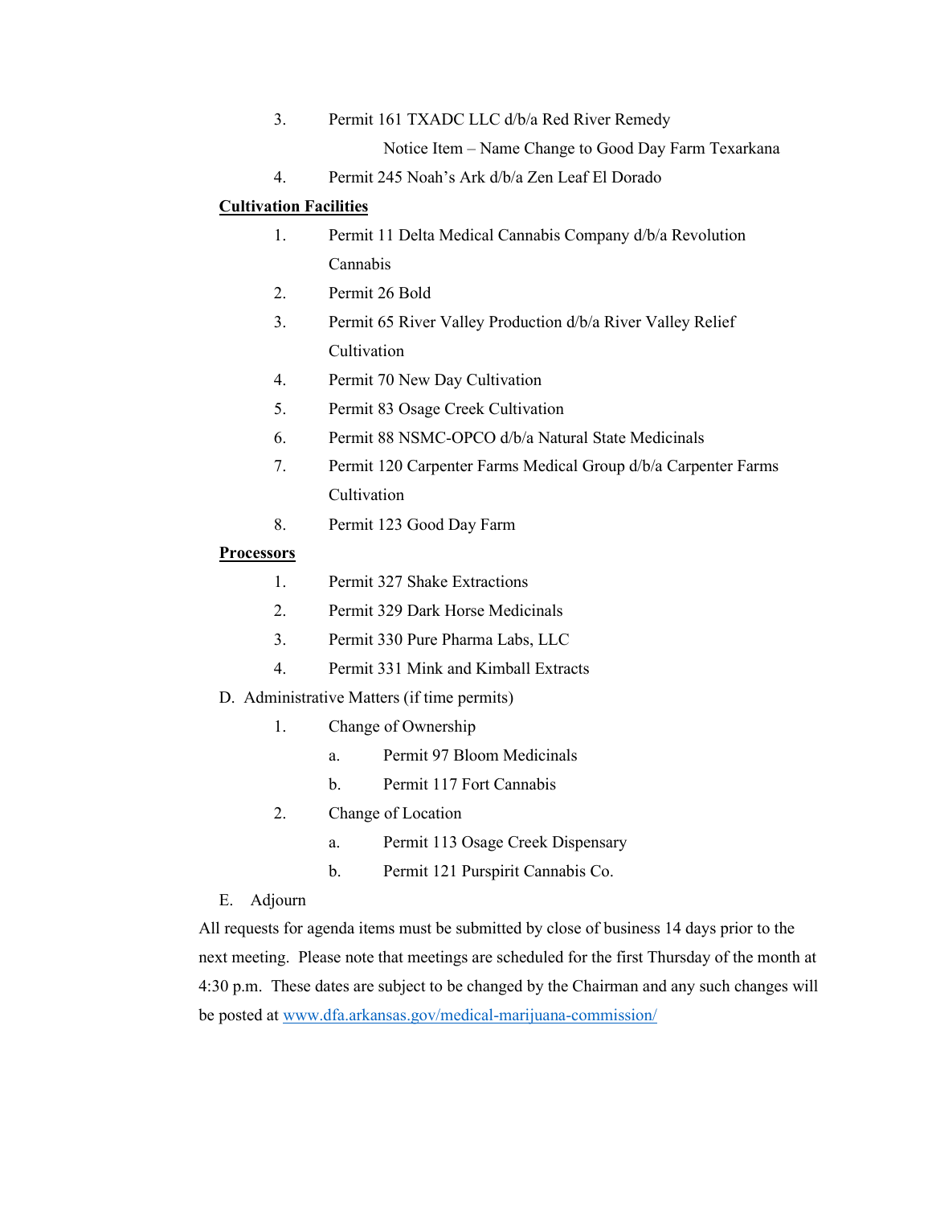3. Permit 161 TXADC LLC d/b/a Red River Remedy

   Notice Item – Name Change to Good Day Farm Texarkana

4. Permit 245 Noah's Ark d/b/a Zen Leaf El Dorado

**Cultivation Facilities**

1. Permit 11 Delta Medical Cannabis Company d/b/a Revolution Cannabis
2. Permit 26 Bold
3. Permit 65 River Valley Production d/b/a River Valley Relief Cultivation
4. Permit 70 New Day Cultivation
5. Permit 83 Osage Creek Cultivation
6. Permit 88 NSMC-OPCO d/b/a Natural State Medicinals
7. Permit 120 Carpenter Farms Medical Group d/b/a Carpenter Farms Cultivation
8. Permit 123 Good Day Farm

**Processors**

1. Permit 327 Shake Extractions
2. Permit 329 Dark Horse Medicinals
3. Permit 330 Pure Pharma Labs, LLC
4. Permit 331 Mink and Kimball Extracts

D. Administrative Matters (if time permits)

1. Change of Ownership
   a. Permit 97 Bloom Medicinals
   b. Permit 117 Fort Cannabis
2. Change of Location
   a. Permit 113 Osage Creek Dispensary
   b. Permit 121 Purspirit Cannabis Co.

E. Adjourn

All requests for agenda items must be submitted by close of business 14 days prior to the next meeting. Please note that meetings are scheduled for the first Thursday of the month at 4:30 p.m. These dates are subject to be changed by the Chairman and any such changes will be posted at www.dfa.arkansas.gov/medical-marijuana-commission/